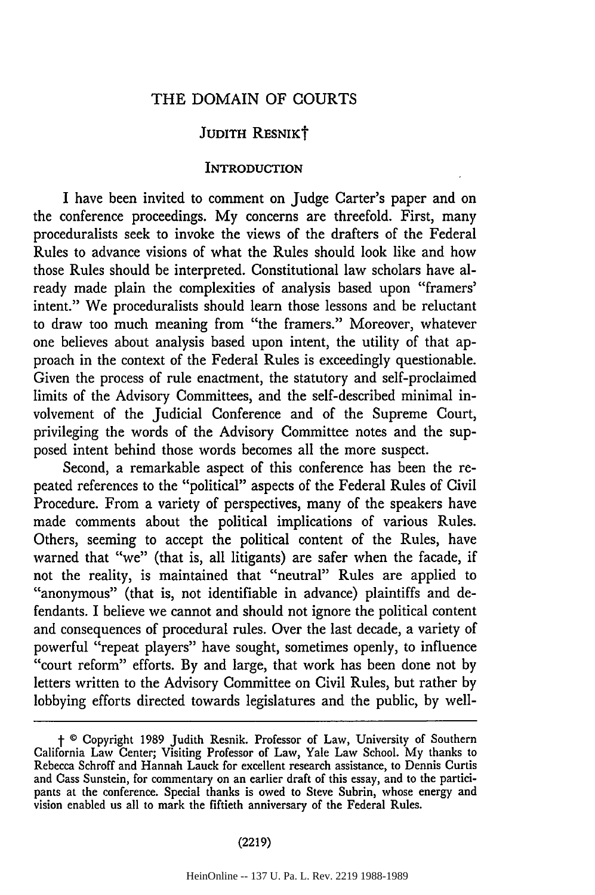# THE DOMAIN OF COURTS

JUDITH RESNIK†

## INTRODUCTION

I have been invited to comment on Judge Carter's paper and on the conference proceedings. My concerns are threefold. First, many proceduralists seek to invoke the views of the drafters of the Federal Rules to advance visions of what the Rules should look like and how those Rules should be interpreted. Constitutional law scholars have already made plain the complexities of analysis based upon "framers' intent." We proceduralists should learn those lessons and be reluctant to draw too much meaning from "the framers." Moreover, whatever one believes about analysis based upon intent, the utility of that approach in the context of the Federal Rules is exceedingly questionable. Given the process of rule enactment, the statutory and self-proclaimed limits of the Advisory Committees, and the self-described minimal involvement of the Judicial Conference and of the Supreme Court, privileging the words of the Advisory Committee notes and the supposed intent behind those words becomes all the more suspect.

Second, a remarkable aspect of this conference has been the repeated references to the "political" aspects of the Federal Rules of Civil Procedure. From a variety of perspectives, many of the speakers have made comments about the political implications of various Rules. Others, seeming to accept the political content of the Rules, have warned that "we" (that is, all litigants) are safer when the facade, if not the reality, is maintained that "neutral" Rules are applied to "anonymous" (that is, not identifiable in advance) plaintiffs and defendants. I believe we cannot and should not ignore the political content and consequences of procedural rules. Over the last decade, a variety of powerful "repeat players" have sought, sometimes openly, to influence "court reform" efforts. By and large, that work has been done not by letters written to the Advisory Committee on Civil Rules, but rather by lobbying efforts directed towards legislatures and the public, by well-

---

† © Copyright 1989 Judith Resnik. Professor of Law, University of Southern California Law Center; Visiting Professor of Law, Yale Law School. My thanks to Rebecca Schroff and Hannah Lauck for excellent research assistance, to Dennis Curtis and Cass Sunstein, for commentary on an earlier draft of this essay, and to the participants at the conference. Special thanks is owed to Steve Subrin, whose energy and vision enabled us all to mark the fiftieth anniversary of the Federal Rules.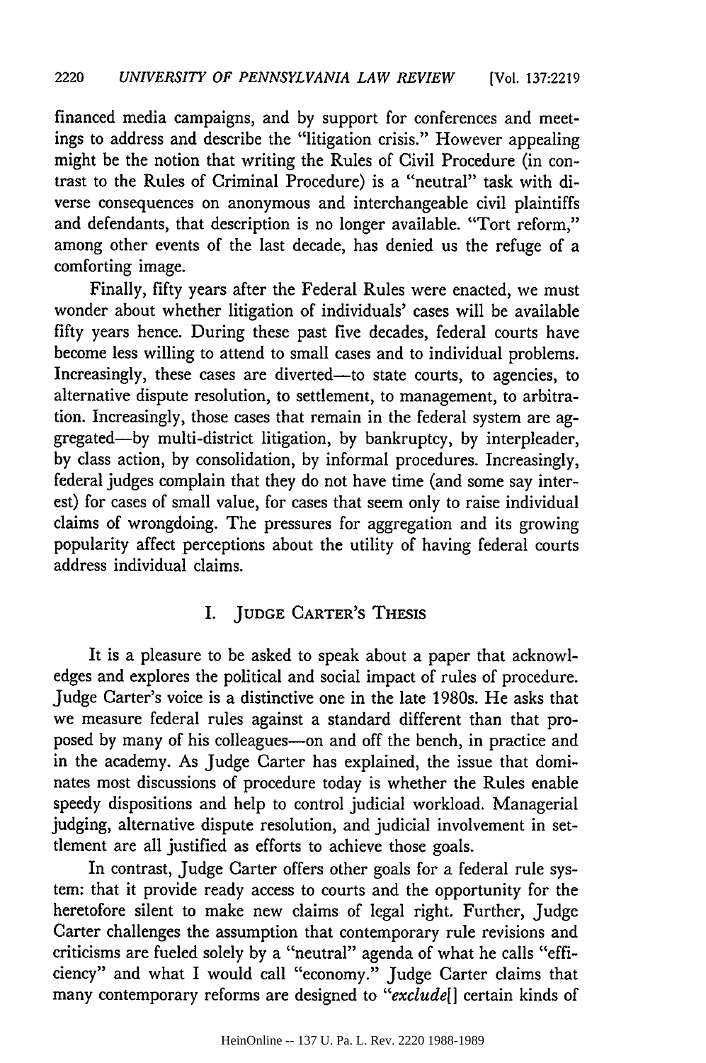financed media campaigns, and by support for conferences and meetings to address and describe the "litigation crisis." However appealing might be the notion that writing the Rules of Civil Procedure (in contrast to the Rules of Criminal Procedure) is a "neutral" task with diverse consequences on anonymous and interchangeable civil plaintiffs and defendants, that description is no longer available. "Tort reform," among other events of the last decade, has denied us the refuge of a comforting image.

Finally, fifty years after the Federal Rules were enacted, we must wonder about whether litigation of individuals' cases will be available fifty years hence. During these past five decades, federal courts have become less willing to attend to small cases and to individual problems. Increasingly, these cases are diverted—to state courts, to agencies, to alternative dispute resolution, to settlement, to management, to arbitration. Increasingly, those cases that remain in the federal system are aggregated—by multi-district litigation, by bankruptcy, by interpleader, by class action, by consolidation, by informal procedures. Increasingly, federal judges complain that they do not have time (and some say interest) for cases of small value, for cases that seem only to raise individual claims of wrongdoing. The pressures for aggregation and its growing popularity affect perceptions about the utility of having federal courts address individual claims.

## I. Judge Carter's Thesis

It is a pleasure to be asked to speak about a paper that acknowledges and explores the political and social impact of rules of procedure. Judge Carter's voice is a distinctive one in the late 1980s. He asks that we measure federal rules against a standard different than that proposed by many of his colleagues—on and off the bench, in practice and in the academy. As Judge Carter has explained, the issue that dominates most discussions of procedure today is whether the Rules enable speedy dispositions and help to control judicial workload. Managerial judging, alternative dispute resolution, and judicial involvement in settlement are all justified as efforts to achieve those goals.

In contrast, Judge Carter offers other goals for a federal rule system: that it provide ready access to courts and the opportunity for the heretofore silent to make new claims of legal right. Further, Judge Carter challenges the assumption that contemporary rule revisions and criticisms are fueled solely by a "neutral" agenda of what he calls "efficiency" and what I would call "economy." Judge Carter claims that many contemporary reforms are designed to "*exclude*[] certain kinds of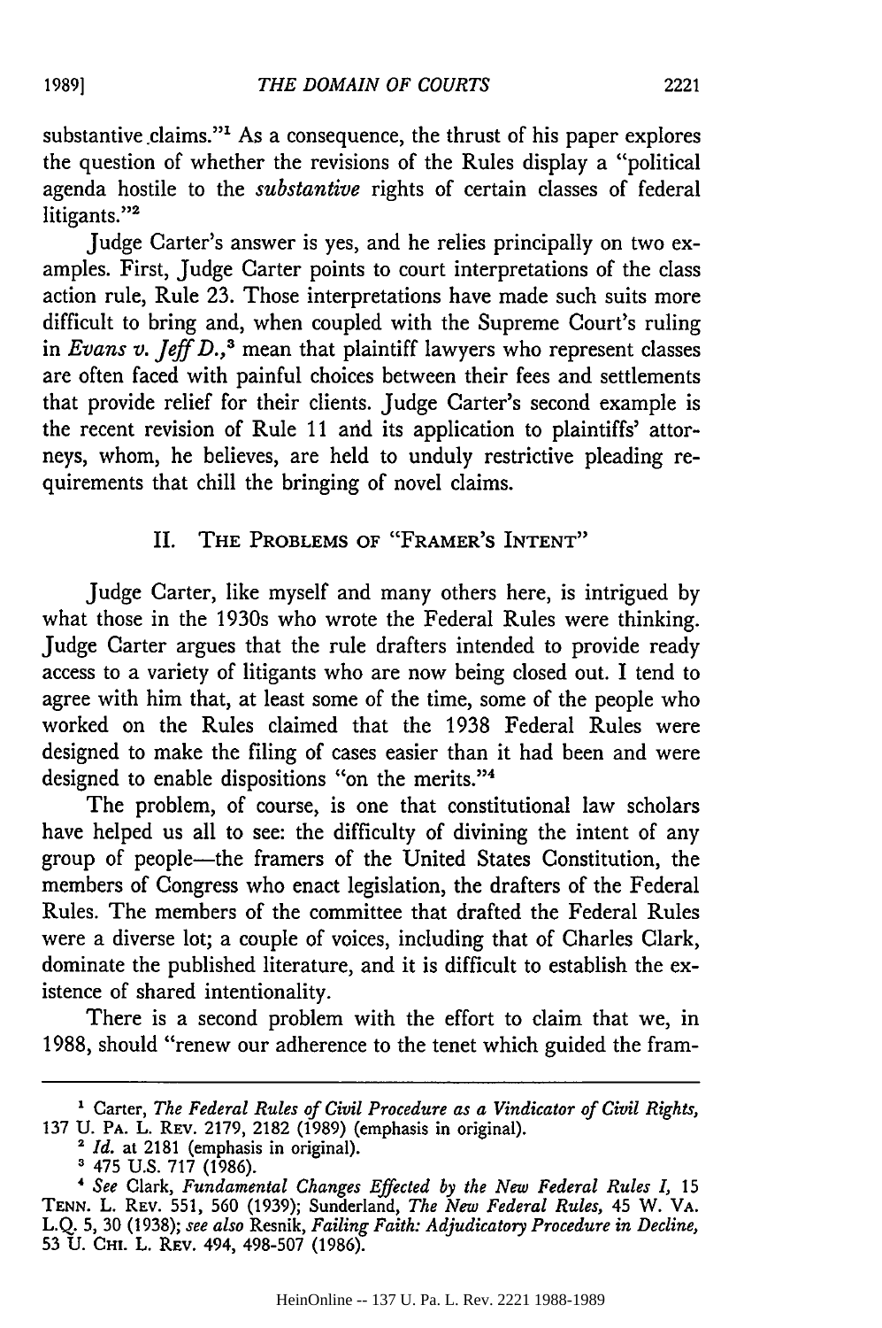substantive claims."[1] As a consequence, the thrust of his paper explores the question of whether the revisions of the Rules display a "political agenda hostile to the *substantive* rights of certain classes of federal litigants."[2]

Judge Carter's answer is yes, and he relies principally on two examples. First, Judge Carter points to court interpretations of the class action rule, Rule 23. Those interpretations have made such suits more difficult to bring and, when coupled with the Supreme Court's ruling in *Evans v. Jeff D.*,[3] mean that plaintiff lawyers who represent classes are often faced with painful choices between their fees and settlements that provide relief for their clients. Judge Carter's second example is the recent revision of Rule 11 and its application to plaintiffs' attorneys, whom, he believes, are held to unduly restrictive pleading requirements that chill the bringing of novel claims.

## II. The Problems of "Framer's Intent"

Judge Carter, like myself and many others here, is intrigued by what those in the 1930s who wrote the Federal Rules were thinking. Judge Carter argues that the rule drafters intended to provide ready access to a variety of litigants who are now being closed out. I tend to agree with him that, at least some of the time, some of the people who worked on the Rules claimed that the 1938 Federal Rules were designed to make the filing of cases easier than it had been and were designed to enable dispositions "on the merits."[4]

The problem, of course, is one that constitutional law scholars have helped us all to see: the difficulty of divining the intent of any group of people—the framers of the United States Constitution, the members of Congress who enact legislation, the drafters of the Federal Rules. The members of the committee that drafted the Federal Rules were a diverse lot; a couple of voices, including that of Charles Clark, dominate the published literature, and it is difficult to establish the existence of shared intentionality.

There is a second problem with the effort to claim that we, in 1988, should "renew our adherence to the tenet which guided the fram-

---

[1] Carter, *The Federal Rules of Civil Procedure as a Vindicator of Civil Rights*, 137 U. Pa. L. Rev. 2179, 2182 (1989) (emphasis in original).

[2] *Id.* at 2181 (emphasis in original).

[3] 475 U.S. 717 (1986).

[4] *See* Clark, *Fundamental Changes Effected by the New Federal Rules I*, 15 Tenn. L. Rev. 551, 560 (1939); Sunderland, *The New Federal Rules*, 45 W. Va. L.Q. 5, 30 (1938); *see also* Resnik, *Failing Faith: Adjudicatory Procedure in Decline*, 53 U. Chi. L. Rev. 494, 498-507 (1986).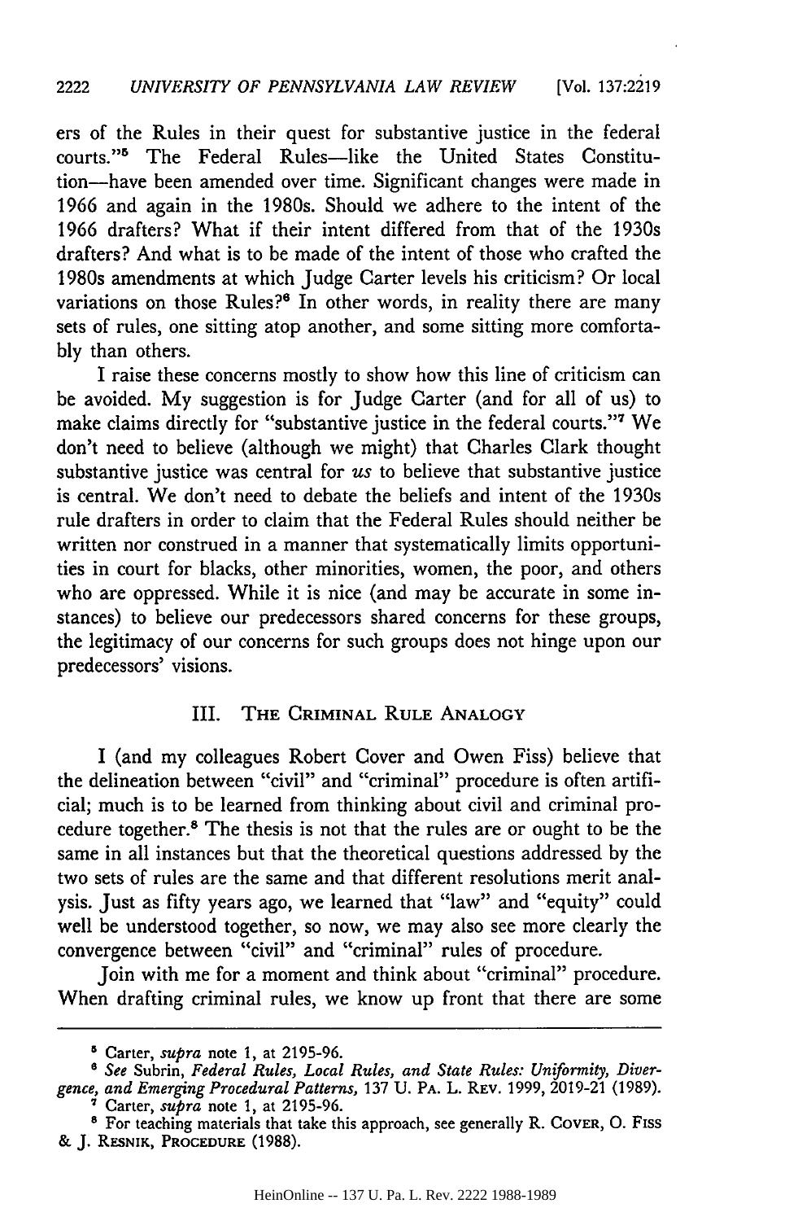ers of the Rules in their quest for substantive justice in the federal courts."[5] The Federal Rules—like the United States Constitution—have been amended over time. Significant changes were made in 1966 and again in the 1980s. Should we adhere to the intent of the 1966 drafters? What if their intent differed from that of the 1930s drafters? And what is to be made of the intent of those who crafted the 1980s amendments at which Judge Carter levels his criticism? Or local variations on those Rules?[6] In other words, in reality there are many sets of rules, one sitting atop another, and some sitting more comfortably than others.

I raise these concerns mostly to show how this line of criticism can be avoided. My suggestion is for Judge Carter (and for all of us) to make claims directly for "substantive justice in the federal courts."[7] We don't need to believe (although we might) that Charles Clark thought substantive justice was central for *us* to believe that substantive justice is central. We don't need to debate the beliefs and intent of the 1930s rule drafters in order to claim that the Federal Rules should neither be written nor construed in a manner that systematically limits opportunities in court for blacks, other minorities, women, the poor, and others who are oppressed. While it is nice (and may be accurate in some instances) to believe our predecessors shared concerns for these groups, the legitimacy of our concerns for such groups does not hinge upon our predecessors' visions.

## III. The Criminal Rule Analogy

I (and my colleagues Robert Cover and Owen Fiss) believe that the delineation between "civil" and "criminal" procedure is often artificial; much is to be learned from thinking about civil and criminal procedure together.[8] The thesis is not that the rules are or ought to be the same in all instances but that the theoretical questions addressed by the two sets of rules are the same and that different resolutions merit analysis. Just as fifty years ago, we learned that "law" and "equity" could well be understood together, so now, we may also see more clearly the convergence between "civil" and "criminal" rules of procedure.

Join with me for a moment and think about "criminal" procedure. When drafting criminal rules, we know up front that there are some

---

[5] Carter, *supra* note 1, at 2195-96.

[6] *See* Subrin, *Federal Rules, Local Rules, and State Rules: Uniformity, Divergence, and Emerging Procedural Patterns*, 137 U. Pa. L. Rev. 1999, 2019-21 (1989).

[7] Carter, *supra* note 1, at 2195-96.

[8] For teaching materials that take this approach, see generally R. Cover, O. Fiss & J. Resnik, Procedure (1988).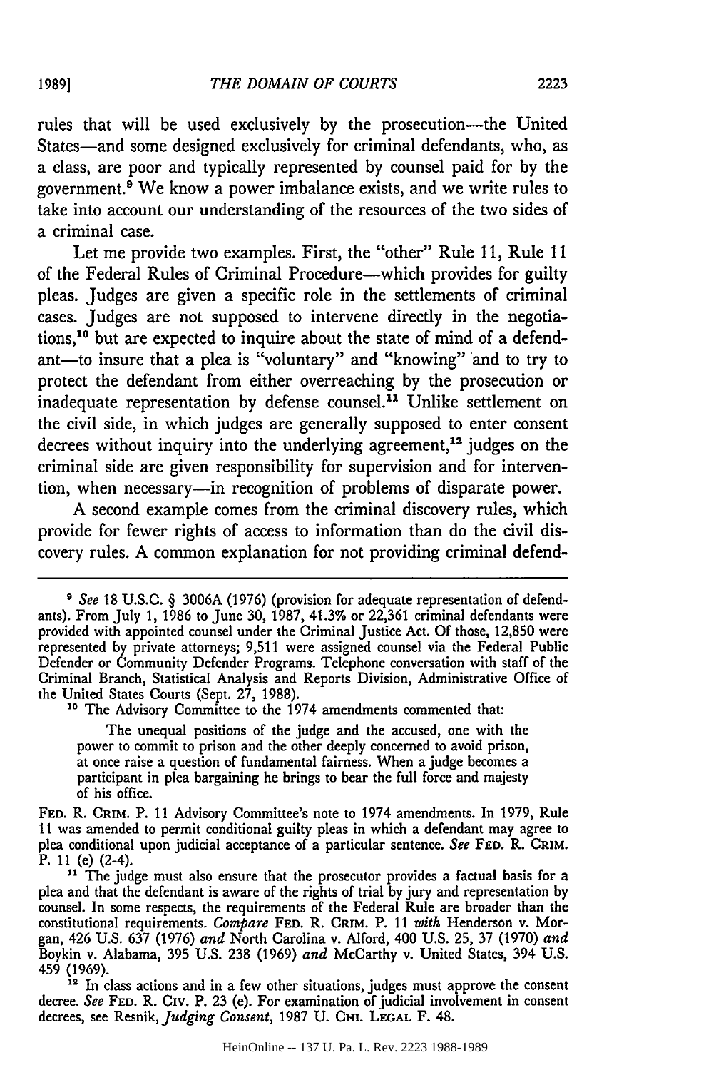rules that will be used exclusively by the prosecution—the United States—and some designed exclusively for criminal defendants, who, as a class, are poor and typically represented by counsel paid for by the government.[9] We know a power imbalance exists, and we write rules to take into account our understanding of the resources of the two sides of a criminal case.

Let me provide two examples. First, the "other" Rule 11, Rule 11 of the Federal Rules of Criminal Procedure—which provides for guilty pleas. Judges are given a specific role in the settlements of criminal cases. Judges are not supposed to intervene directly in the negotiations,[10] but are expected to inquire about the state of mind of a defendant—to insure that a plea is "voluntary" and "knowing" and to try to protect the defendant from either overreaching by the prosecution or inadequate representation by defense counsel.[11] Unlike settlement on the civil side, in which judges are generally supposed to enter consent decrees without inquiry into the underlying agreement,[12] judges on the criminal side are given responsibility for supervision and for intervention, when necessary—in recognition of problems of disparate power.

A second example comes from the criminal discovery rules, which provide for fewer rights of access to information than do the civil discovery rules. A common explanation for not providing criminal defend-

---

[9] *See* 18 U.S.C. § 3006A (1976) (provision for adequate representation of defendants). From July 1, 1986 to June 30, 1987, 41.3% or 22,361 criminal defendants were provided with appointed counsel under the Criminal Justice Act. Of those, 12,850 were represented by private attorneys; 9,511 were assigned counsel via the Federal Public Defender or Community Defender Programs. Telephone conversation with staff of the Criminal Branch, Statistical Analysis and Reports Division, Administrative Office of the United States Courts (Sept. 27, 1988).

[10] The Advisory Committee to the 1974 amendments commented that:

> The unequal positions of the judge and the accused, one with the power to commit to prison and the other deeply concerned to avoid prison, at once raise a question of fundamental fairness. When a judge becomes a participant in plea bargaining he brings to bear the full force and majesty of his office.

FED. R. CRIM. P. 11 Advisory Committee's note to 1974 amendments. In 1979, Rule 11 was amended to permit conditional guilty pleas in which a defendant may agree to plea conditional upon judicial acceptance of a particular sentence. *See* FED. R. CRIM. P. 11 (e) (2-4).

[11] The judge must also ensure that the prosecutor provides a factual basis for a plea and that the defendant is aware of the rights of trial by jury and representation by counsel. In some respects, the requirements of the Federal Rule are broader than the constitutional requirements. *Compare* FED. R. CRIM. P. 11 *with* Henderson v. Morgan, 426 U.S. 637 (1976) *and* North Carolina v. Alford, 400 U.S. 25, 37 (1970) *and* Boykin v. Alabama, 395 U.S. 238 (1969) *and* McCarthy v. United States, 394 U.S. 459 (1969).

[12] In class actions and in a few other situations, judges must approve the consent decree. *See* FED. R. CIV. P. 23 (e). For examination of judicial involvement in consent decrees, see Resnik, *Judging Consent*, 1987 U. CHI. LEGAL F. 48.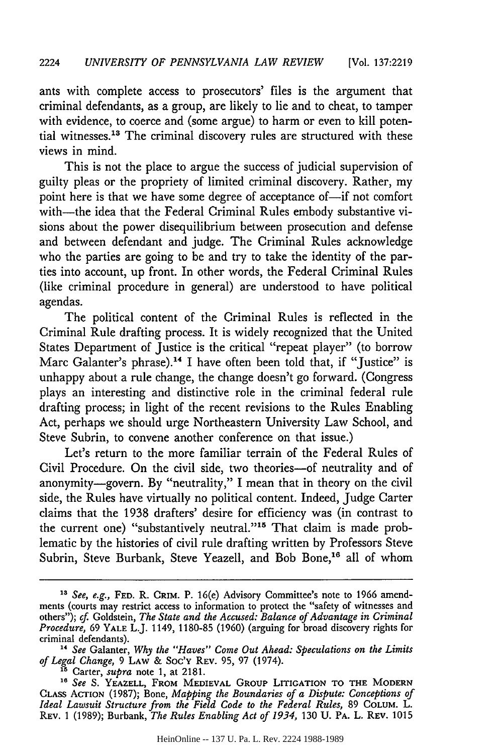ants with complete access to prosecutors' files is the argument that criminal defendants, as a group, are likely to lie and to cheat, to tamper with evidence, to coerce and (some argue) to harm or even to kill potential witnesses.[13] The criminal discovery rules are structured with these views in mind.

This is not the place to argue the success of judicial supervision of guilty pleas or the propriety of limited criminal discovery. Rather, my point here is that we have some degree of acceptance of—if not comfort with—the idea that the Federal Criminal Rules embody substantive visions about the power disequilibrium between prosecution and defense and between defendant and judge. The Criminal Rules acknowledge who the parties are going to be and try to take the identity of the parties into account, up front. In other words, the Federal Criminal Rules (like criminal procedure in general) are understood to have political agendas.

The political content of the Criminal Rules is reflected in the Criminal Rule drafting process. It is widely recognized that the United States Department of Justice is the critical "repeat player" (to borrow Marc Galanter's phrase).[14] I have often been told that, if "Justice" is unhappy about a rule change, the change doesn't go forward. (Congress plays an interesting and distinctive role in the criminal federal rule drafting process; in light of the recent revisions to the Rules Enabling Act, perhaps we should urge Northeastern University Law School, and Steve Subrin, to convene another conference on that issue.)

Let's return to the more familiar terrain of the Federal Rules of Civil Procedure. On the civil side, two theories—of neutrality and of anonymity—govern. By "neutrality," I mean that in theory on the civil side, the Rules have virtually no political content. Indeed, Judge Carter claims that the 1938 drafters' desire for efficiency was (in contrast to the current one) "substantively neutral."[15] That claim is made problematic by the histories of civil rule drafting written by Professors Steve Subrin, Steve Burbank, Steve Yeazell, and Bob Bone,[16] all of whom

---

[13] *See, e.g.*, FED. R. CRIM. P. 16(e) Advisory Committee's note to 1966 amendments (courts may restrict access to information to protect the "safety of witnesses and others"); *cf.* Goldstein, *The State and the Accused: Balance of Advantage in Criminal Procedure*, 69 YALE L.J. 1149, 1180-85 (1960) (arguing for broad discovery rights for criminal defendants).

[14] *See* Galanter, *Why the "Haves" Come Out Ahead: Speculations on the Limits of Legal Change*, 9 LAW & SOC'Y REV. 95, 97 (1974).

[15] Carter, *supra* note 1, at 2181.

[16] *See* S. YEAZELL, FROM MEDIEVAL GROUP LITIGATION TO THE MODERN CLASS ACTION (1987); Bone, *Mapping the Boundaries of a Dispute: Conceptions of Ideal Lawsuit Structure from the Field Code to the Federal Rules*, 89 COLUM. L. REV. 1 (1989); Burbank, *The Rules Enabling Act of 1934*, 130 U. PA. L. REV. 1015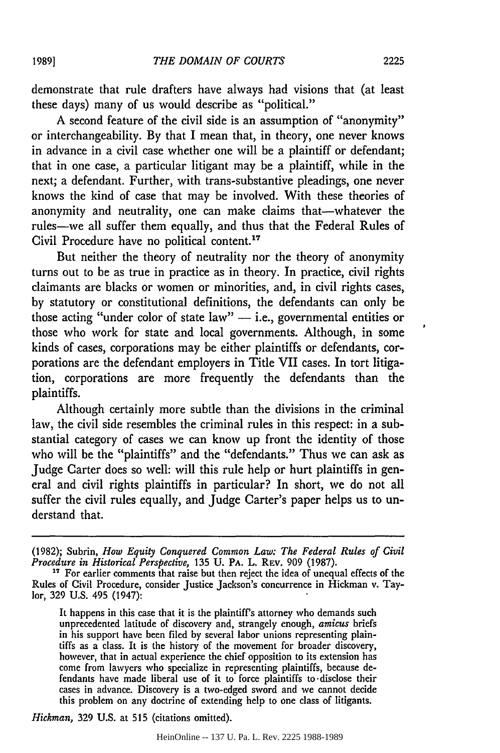demonstrate that rule drafters have always had visions that (at least these days) many of us would describe as "political."

A second feature of the civil side is an assumption of "anonymity" or interchangeability. By that I mean that, in theory, one never knows in advance in a civil case whether one will be a plaintiff or defendant; that in one case, a particular litigant may be a plaintiff, while in the next; a defendant. Further, with trans-substantive pleadings, one never knows the kind of case that may be involved. With these theories of anonymity and neutrality, one can make claims that—whatever the rules—we all suffer them equally, and thus that the Federal Rules of Civil Procedure have no political content.[17]

But neither the theory of neutrality nor the theory of anonymity turns out to be as true in practice as in theory. In practice, civil rights claimants are blacks or women or minorities, and, in civil rights cases, by statutory or constitutional definitions, the defendants can only be those acting "under color of state law" — i.e., governmental entities or those who work for state and local governments. Although, in some kinds of cases, corporations may be either plaintiffs or defendants, corporations are the defendant employers in Title VII cases. In tort litigation, corporations are more frequently the defendants than the plaintiffs.

Although certainly more subtle than the divisions in the criminal law, the civil side resembles the criminal rules in this respect: in a substantial category of cases we can know up front the identity of those who will be the "plaintiffs" and the "defendants." Thus we can ask as Judge Carter does so well: will this rule help or hurt plaintiffs in general and civil rights plaintiffs in particular? In short, we do not all suffer the civil rules equally, and Judge Carter's paper helps us to understand that.

---

(1982); Subrin, *How Equity Conquered Common Law: The Federal Rules of Civil Procedure in Historical Perspective,* 135 U. PA. L. REV. 909 (1987).

[17] For earlier comments that raise but then reject the idea of unequal effects of the Rules of Civil Procedure, consider Justice Jackson's concurrence in Hickman v. Taylor, 329 U.S. 495 (1947):

> It happens in this case that it is the plaintiff's attorney who demands such unprecedented latitude of discovery and, strangely enough, *amicus* briefs in his support have been filed by several labor unions representing plaintiffs as a class. It is the history of the movement for broader discovery, however, that in actual experience the chief opposition to its extension has come from lawyers who specialize in representing plaintiffs, because defendants have made liberal use of it to force plaintiffs to disclose their cases in advance. Discovery is a two-edged sword and we cannot decide this problem on any doctrine of extending help to one class of litigants.

*Hickman,* 329 U.S. at 515 (citations omitted).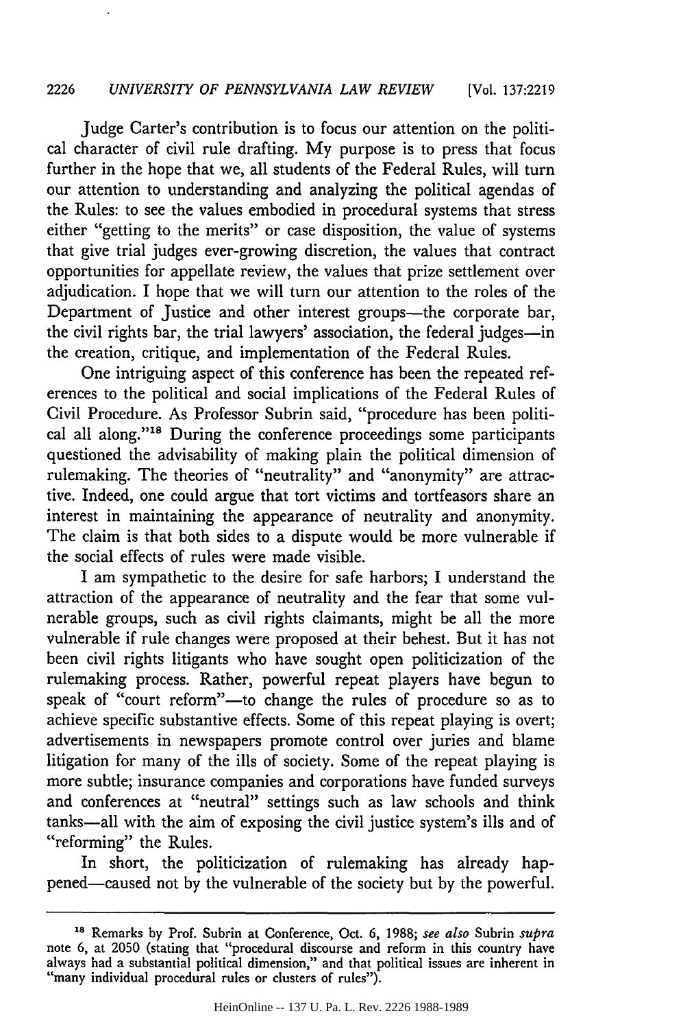Judge Carter's contribution is to focus our attention on the political character of civil rule drafting. My purpose is to press that focus further in the hope that we, all students of the Federal Rules, will turn our attention to understanding and analyzing the political agendas of the Rules: to see the values embodied in procedural systems that stress either "getting to the merits" or case disposition, the value of systems that give trial judges ever-growing discretion, the values that contract opportunities for appellate review, the values that prize settlement over adjudication. I hope that we will turn our attention to the roles of the Department of Justice and other interest groups—the corporate bar, the civil rights bar, the trial lawyers' association, the federal judges—in the creation, critique, and implementation of the Federal Rules.

One intriguing aspect of this conference has been the repeated references to the political and social implications of the Federal Rules of Civil Procedure. As Professor Subrin said, "procedure has been political all along."[18] During the conference proceedings some participants questioned the advisability of making plain the political dimension of rulemaking. The theories of "neutrality" and "anonymity" are attractive. Indeed, one could argue that tort victims and tortfeasors share an interest in maintaining the appearance of neutrality and anonymity. The claim is that both sides to a dispute would be more vulnerable if the social effects of rules were made visible.

I am sympathetic to the desire for safe harbors; I understand the attraction of the appearance of neutrality and the fear that some vulnerable groups, such as civil rights claimants, might be all the more vulnerable if rule changes were proposed at their behest. But it has not been civil rights litigants who have sought open politicization of the rulemaking process. Rather, powerful repeat players have begun to speak of "court reform"—to change the rules of procedure so as to achieve specific substantive effects. Some of this repeat playing is overt; advertisements in newspapers promote control over juries and blame litigation for many of the ills of society. Some of the repeat playing is more subtle; insurance companies and corporations have funded surveys and conferences at "neutral" settings such as law schools and think tanks—all with the aim of exposing the civil justice system's ills and of "reforming" the Rules.

In short, the politicization of rulemaking has already happened—caused not by the vulnerable of the society but by the powerful.

---

[18] Remarks by Prof. Subrin at Conference, Oct. 6, 1988; *see also* Subrin *supra* note 6, at 2050 (stating that "procedural discourse and reform in this country have always had a substantial political dimension," and that political issues are inherent in "many individual procedural rules or clusters of rules").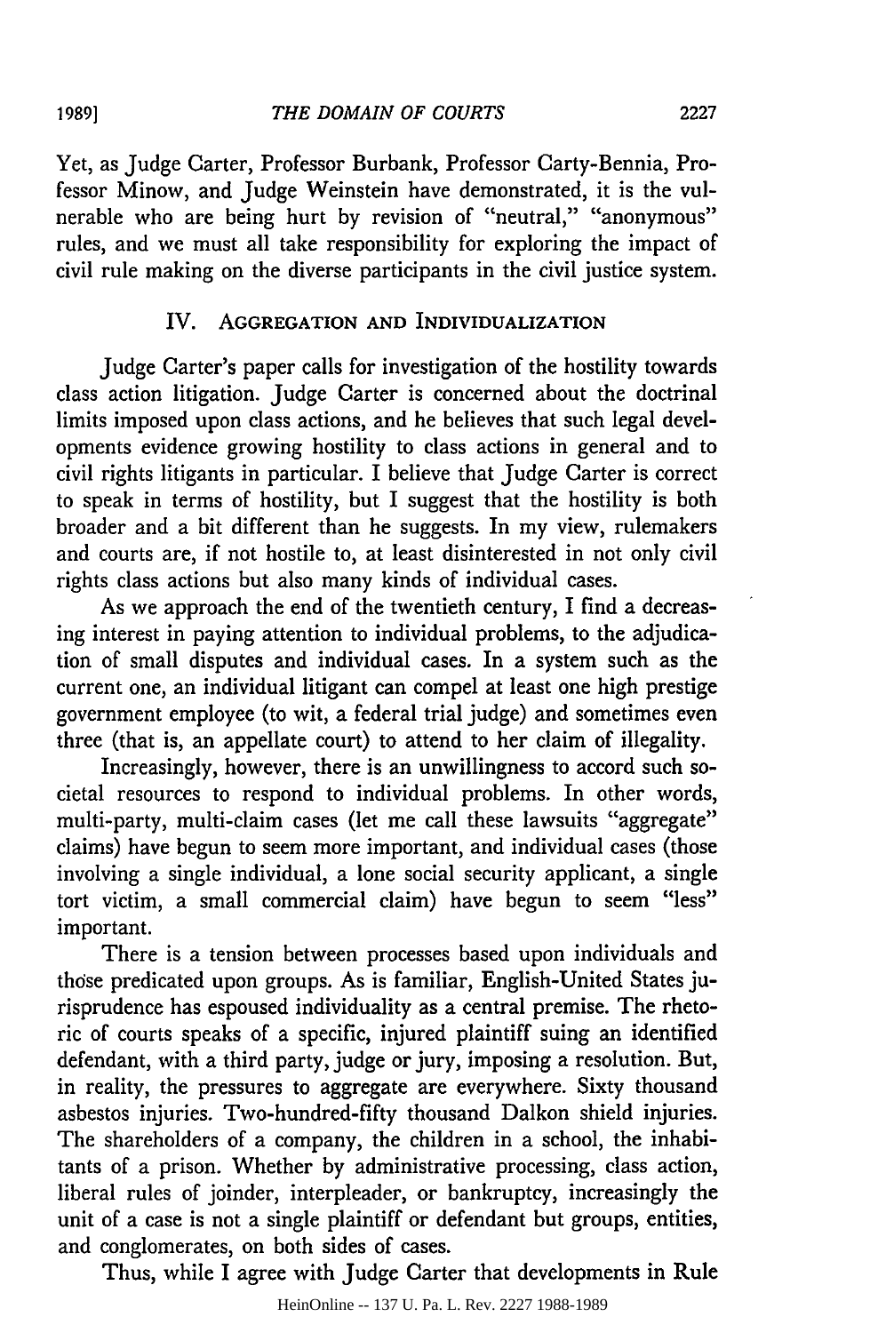Yet, as Judge Carter, Professor Burbank, Professor Carty-Bennia, Professor Minow, and Judge Weinstein have demonstrated, it is the vulnerable who are being hurt by revision of "neutral," "anonymous" rules, and we must all take responsibility for exploring the impact of civil rule making on the diverse participants in the civil justice system.

## IV. Aggregation and Individualization

Judge Carter's paper calls for investigation of the hostility towards class action litigation. Judge Carter is concerned about the doctrinal limits imposed upon class actions, and he believes that such legal developments evidence growing hostility to class actions in general and to civil rights litigants in particular. I believe that Judge Carter is correct to speak in terms of hostility, but I suggest that the hostility is both broader and a bit different than he suggests. In my view, rulemakers and courts are, if not hostile to, at least disinterested in not only civil rights class actions but also many kinds of individual cases.

As we approach the end of the twentieth century, I find a decreasing interest in paying attention to individual problems, to the adjudication of small disputes and individual cases. In a system such as the current one, an individual litigant can compel at least one high prestige government employee (to wit, a federal trial judge) and sometimes even three (that is, an appellate court) to attend to her claim of illegality.

Increasingly, however, there is an unwillingness to accord such societal resources to respond to individual problems. In other words, multi-party, multi-claim cases (let me call these lawsuits "aggregate" claims) have begun to seem more important, and individual cases (those involving a single individual, a lone social security applicant, a single tort victim, a small commercial claim) have begun to seem "less" important.

There is a tension between processes based upon individuals and those predicated upon groups. As is familiar, English-United States jurisprudence has espoused individuality as a central premise. The rhetoric of courts speaks of a specific, injured plaintiff suing an identified defendant, with a third party, judge or jury, imposing a resolution. But, in reality, the pressures to aggregate are everywhere. Sixty thousand asbestos injuries. Two-hundred-fifty thousand Dalkon shield injuries. The shareholders of a company, the children in a school, the inhabitants of a prison. Whether by administrative processing, class action, liberal rules of joinder, interpleader, or bankruptcy, increasingly the unit of a case is not a single plaintiff or defendant but groups, entities, and conglomerates, on both sides of cases.

Thus, while I agree with Judge Carter that developments in Rule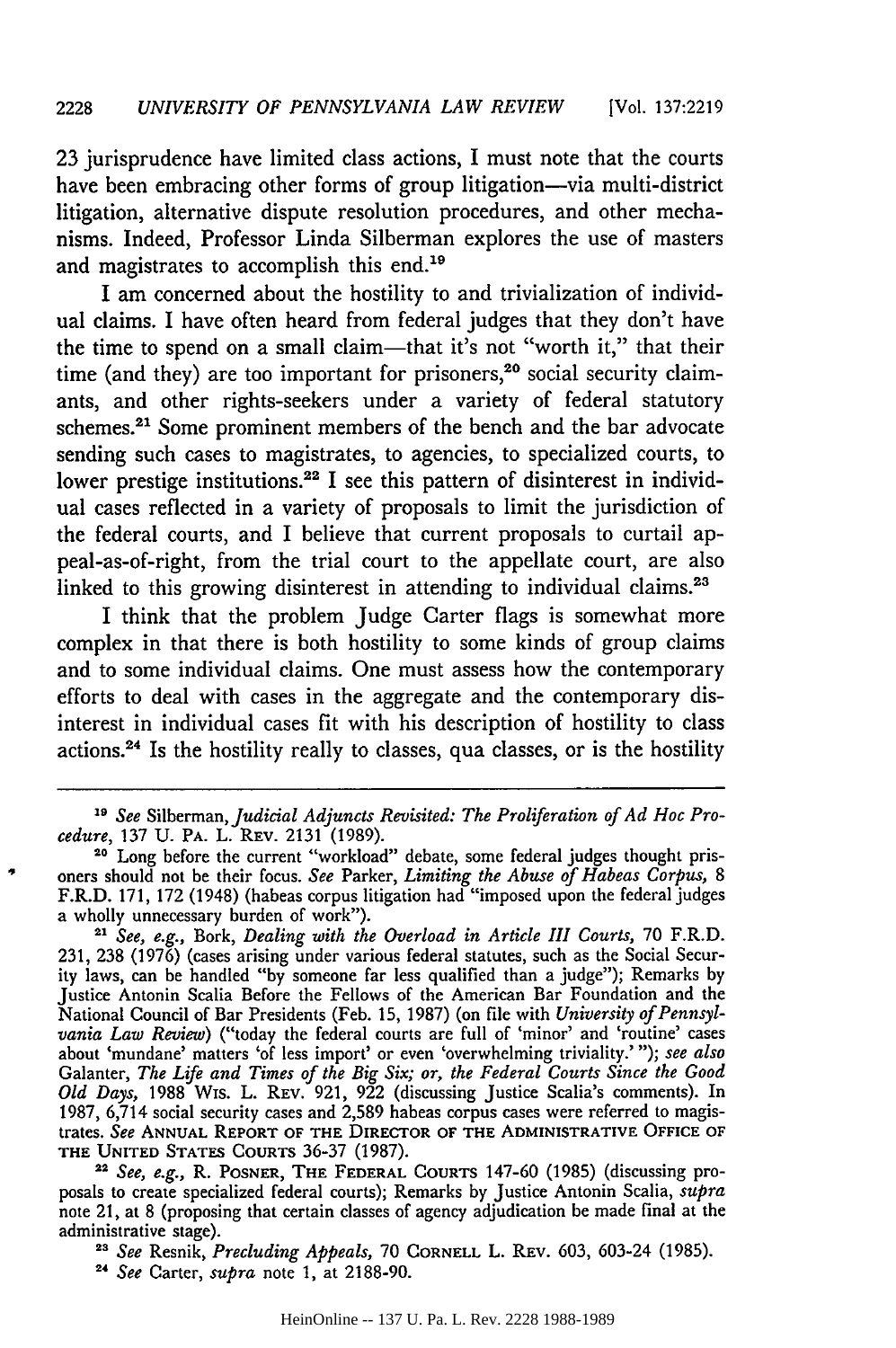23 jurisprudence have limited class actions, I must note that the courts have been embracing other forms of group litigation—via multi-district litigation, alternative dispute resolution procedures, and other mechanisms. Indeed, Professor Linda Silberman explores the use of masters and magistrates to accomplish this end.[19]

I am concerned about the hostility to and trivialization of individual claims. I have often heard from federal judges that they don't have the time to spend on a small claim—that it's not "worth it," that their time (and they) are too important for prisoners,[20] social security claimants, and other rights-seekers under a variety of federal statutory schemes.[21] Some prominent members of the bench and the bar advocate sending such cases to magistrates, to agencies, to specialized courts, to lower prestige institutions.[22] I see this pattern of disinterest in individual cases reflected in a variety of proposals to limit the jurisdiction of the federal courts, and I believe that current proposals to curtail appeal-as-of-right, from the trial court to the appellate court, are also linked to this growing disinterest in attending to individual claims.[23]

I think that the problem Judge Carter flags is somewhat more complex in that there is both hostility to some kinds of group claims and to some individual claims. One must assess how the contemporary efforts to deal with cases in the aggregate and the contemporary disinterest in individual cases fit with his description of hostility to class actions.[24] Is the hostility really to classes, qua classes, or is the hostility

---

[19] *See* Silberman, *Judicial Adjuncts Revisited: The Proliferation of Ad Hoc Procedure*, 137 U. PA. L. REV. 2131 (1989).

[20] Long before the current "workload" debate, some federal judges thought prisoners should not be their focus. *See* Parker, *Limiting the Abuse of Habeas Corpus*, 8 F.R.D. 171, 172 (1948) (habeas corpus litigation had "imposed upon the federal judges a wholly unnecessary burden of work").

[21] *See, e.g.*, Bork, *Dealing with the Overload in Article III Courts*, 70 F.R.D. 231, 238 (1976) (cases arising under various federal statutes, such as the Social Security laws, can be handled "by someone far less qualified than a judge"); Remarks by Justice Antonin Scalia Before the Fellows of the American Bar Foundation and the National Council of Bar Presidents (Feb. 15, 1987) (on file with *University of Pennsylvania Law Review*) ("today the federal courts are full of 'minor' and 'routine' cases about 'mundane' matters 'of less import' or even 'overwhelming triviality.' "); *see also* Galanter, *The Life and Times of the Big Six; or, the Federal Courts Since the Good Old Days*, 1988 WIS. L. REV. 921, 922 (discussing Justice Scalia's comments). In 1987, 6,714 social security cases and 2,589 habeas corpus cases were referred to magistrates. *See* ANNUAL REPORT OF THE DIRECTOR OF THE ADMINISTRATIVE OFFICE OF THE UNITED STATES COURTS 36-37 (1987).

[22] *See, e.g.*, R. POSNER, THE FEDERAL COURTS 147-60 (1985) (discussing proposals to create specialized federal courts); Remarks by Justice Antonin Scalia, *supra* note 21, at 8 (proposing that certain classes of agency adjudication be made final at the administrative stage).

[23] *See* Resnik, *Precluding Appeals*, 70 CORNELL L. REV. 603, 603-24 (1985).

[24] *See* Carter, *supra* note 1, at 2188-90.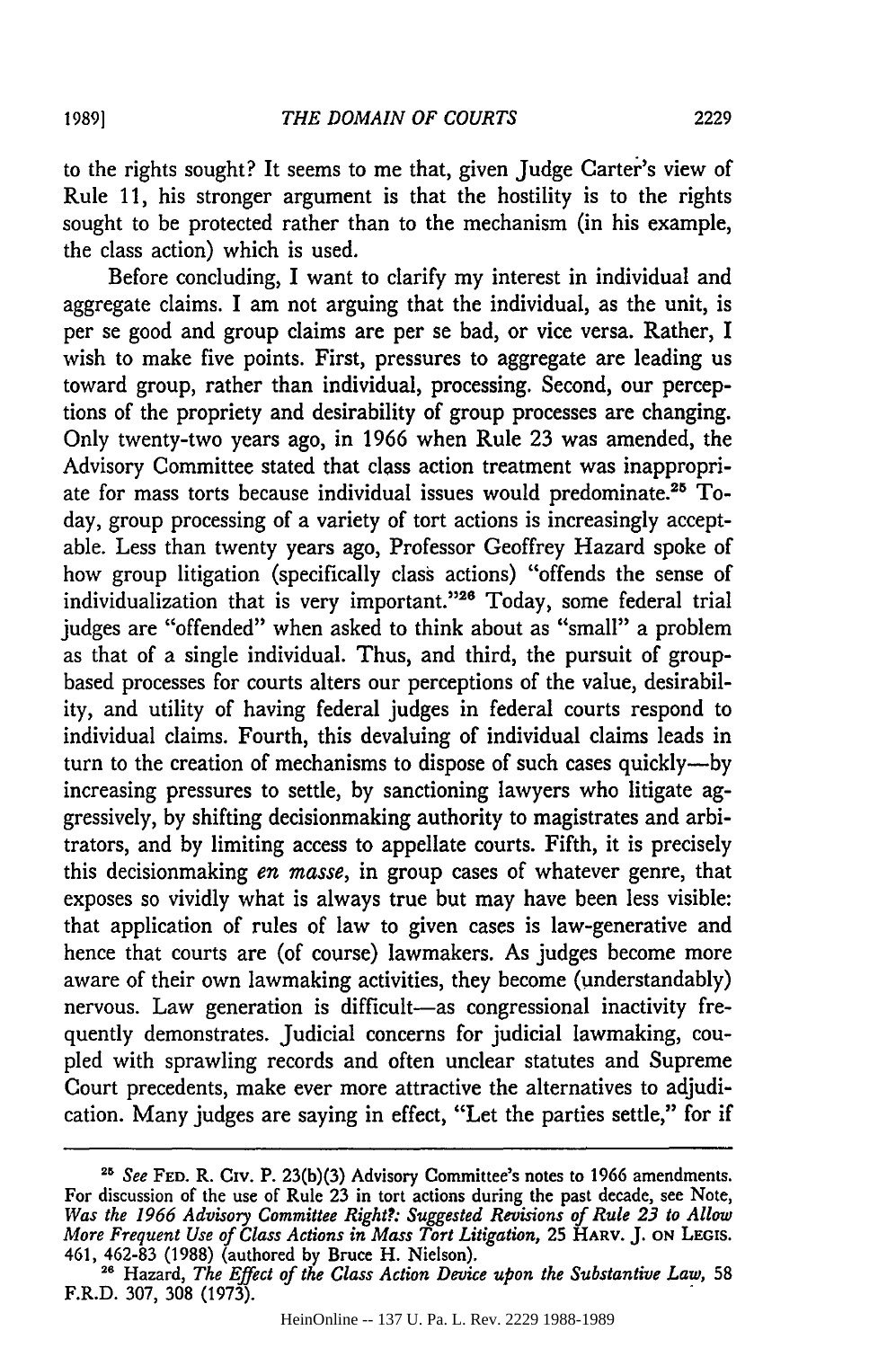to the rights sought? It seems to me that, given Judge Carter's view of Rule 11, his stronger argument is that the hostility is to the rights sought to be protected rather than to the mechanism (in his example, the class action) which is used.

Before concluding, I want to clarify my interest in individual and aggregate claims. I am not arguing that the individual, as the unit, is per se good and group claims are per se bad, or vice versa. Rather, I wish to make five points. First, pressures to aggregate are leading us toward group, rather than individual, processing. Second, our perceptions of the propriety and desirability of group processes are changing. Only twenty-two years ago, in 1966 when Rule 23 was amended, the Advisory Committee stated that class action treatment was inappropriate for mass torts because individual issues would predominate.[25] Today, group processing of a variety of tort actions is increasingly acceptable. Less than twenty years ago, Professor Geoffrey Hazard spoke of how group litigation (specifically class actions) "offends the sense of individualization that is very important."[26] Today, some federal trial judges are "offended" when asked to think about as "small" a problem as that of a single individual. Thus, and third, the pursuit of group-based processes for courts alters our perceptions of the value, desirability, and utility of having federal judges in federal courts respond to individual claims. Fourth, this devaluing of individual claims leads in turn to the creation of mechanisms to dispose of such cases quickly—by increasing pressures to settle, by sanctioning lawyers who litigate aggressively, by shifting decisionmaking authority to magistrates and arbitrators, and by limiting access to appellate courts. Fifth, it is precisely this decisionmaking *en masse*, in group cases of whatever genre, that exposes so vividly what is always true but may have been less visible: that application of rules of law to given cases is law-generative and hence that courts are (of course) lawmakers. As judges become more aware of their own lawmaking activities, they become (understandably) nervous. Law generation is difficult—as congressional inactivity frequently demonstrates. Judicial concerns for judicial lawmaking, coupled with sprawling records and often unclear statutes and Supreme Court precedents, make ever more attractive the alternatives to adjudication. Many judges are saying in effect, "Let the parties settle," for if

---

[25] *See* FED. R. CIV. P. 23(b)(3) Advisory Committee's notes to 1966 amendments. For discussion of the use of Rule 23 in tort actions during the past decade, see Note, *Was the 1966 Advisory Committee Right?: Suggested Revisions of Rule 23 to Allow More Frequent Use of Class Actions in Mass Tort Litigation*, 25 HARV. J. ON LEGIS. 461, 462-83 (1988) (authored by Bruce H. Nielson).

[26] Hazard, *The Effect of the Class Action Device upon the Substantive Law*, 58 F.R.D. 307, 308 (1973).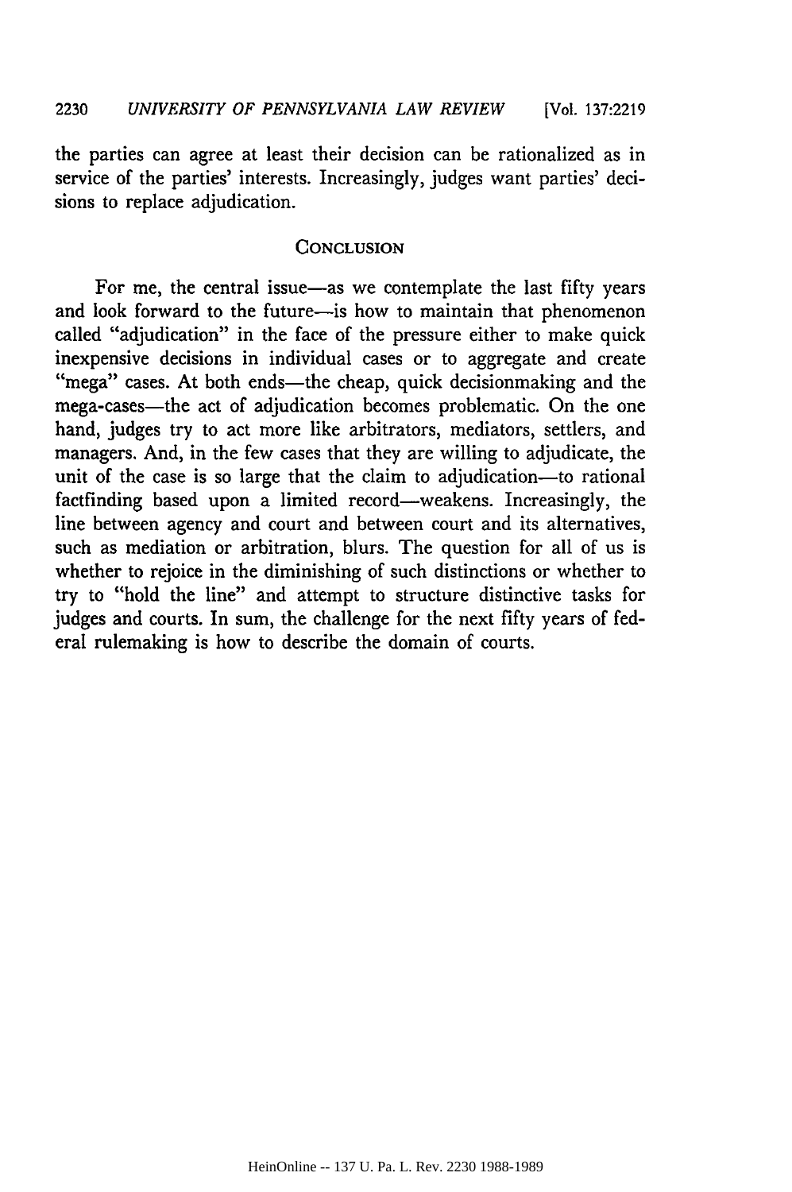the parties can agree at least their decision can be rationalized as in service of the parties' interests. Increasingly, judges want parties' decisions to replace adjudication.

## Conclusion

For me, the central issue—as we contemplate the last fifty years and look forward to the future—is how to maintain that phenomenon called "adjudication" in the face of the pressure either to make quick inexpensive decisions in individual cases or to aggregate and create "mega" cases. At both ends—the cheap, quick decisionmaking and the mega-cases—the act of adjudication becomes problematic. On the one hand, judges try to act more like arbitrators, mediators, settlers, and managers. And, in the few cases that they are willing to adjudicate, the unit of the case is so large that the claim to adjudication—to rational factfinding based upon a limited record—weakens. Increasingly, the line between agency and court and between court and its alternatives, such as mediation or arbitration, blurs. The question for all of us is whether to rejoice in the diminishing of such distinctions or whether to try to "hold the line" and attempt to structure distinctive tasks for judges and courts. In sum, the challenge for the next fifty years of federal rulemaking is how to describe the domain of courts.